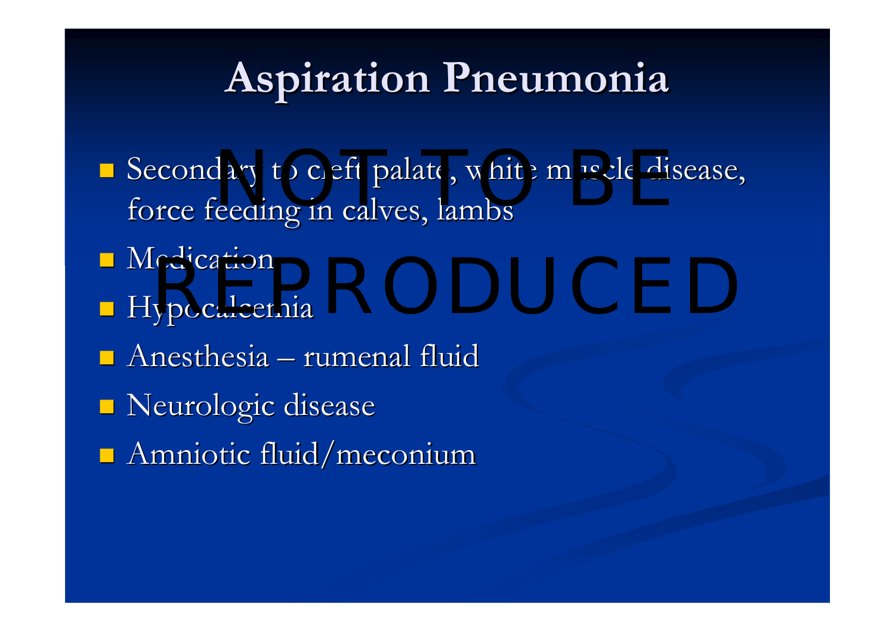# Aspiration Pneumonia

- Secondary to cleft palate, white muscle disease, force feeding in calves, lambs
- Medication
- Hypocalcemia
- Anesthesia – rumenal fluid
- Neurologic disease
- Amniotic fluid/meconium

NOT TO BE REPRODUCED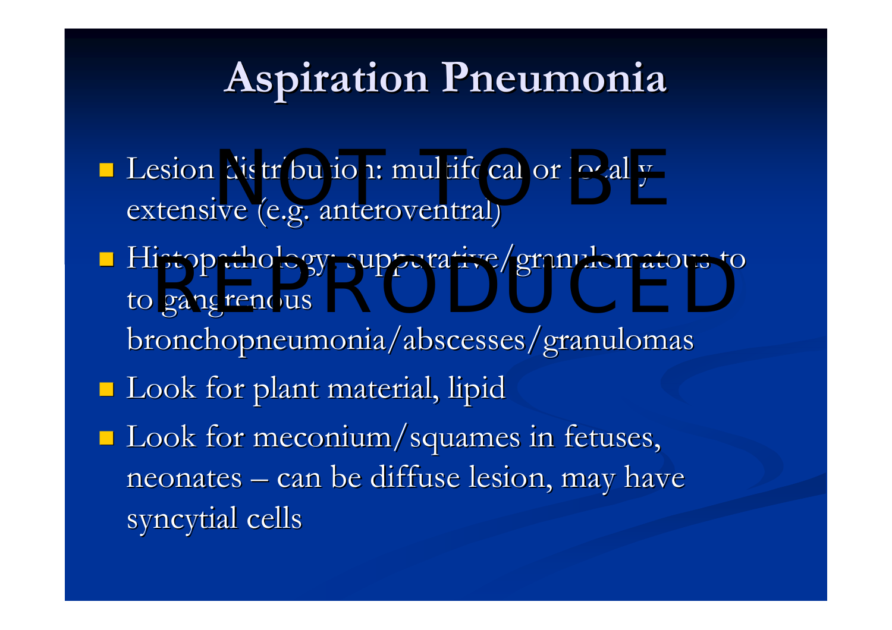# Aspiration Pneumonia

- Lesion distribution: multifocal or locally extensive (e.g. anteroventral)
- Histopathology: suppurative/granulomatous to to gangrenous bronchopneumonia/abscesses/granulomas
- Look for plant material, lipid
- Look for meconium/squames in fetuses, neonates – can be diffuse lesion, may have syncytial cells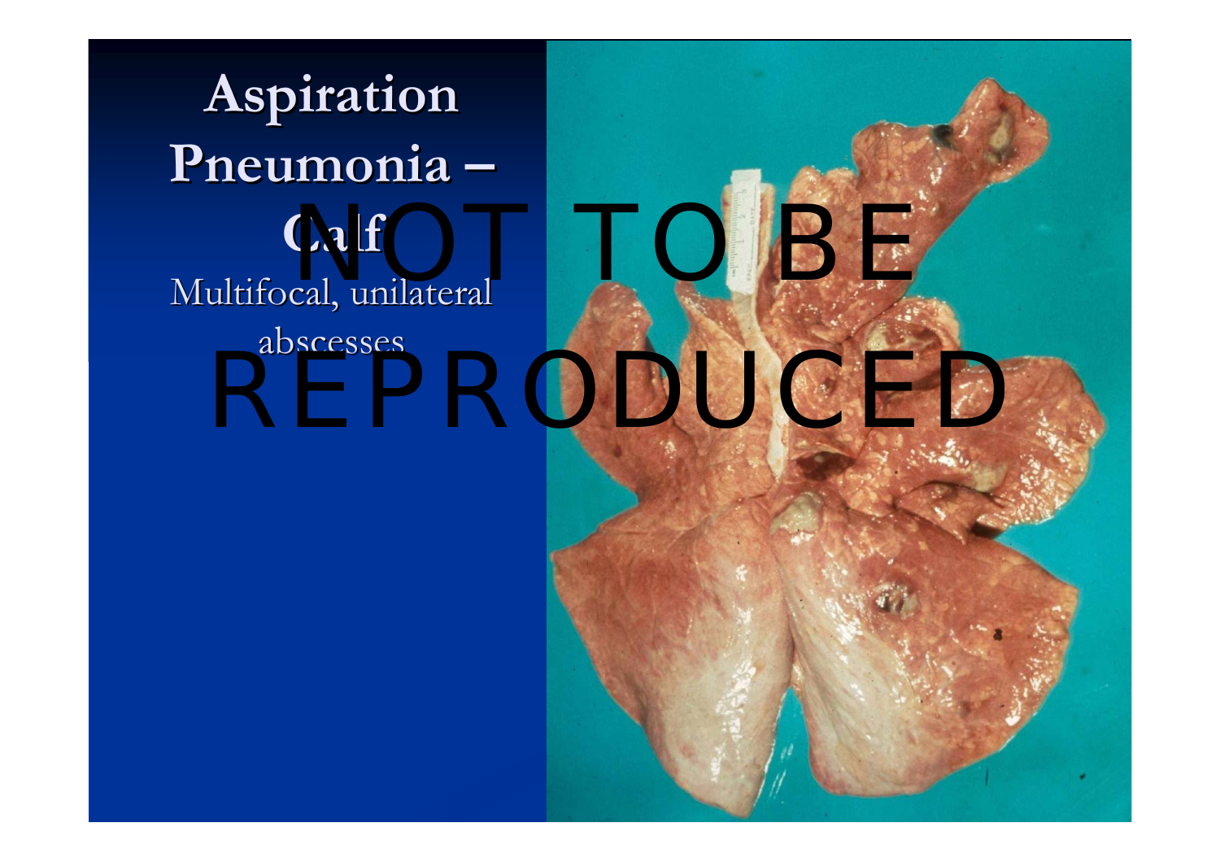# Aspiration Pneumonia – Calf

Multifocal, unilateral abscesses

NOT TO BE REPRODUCED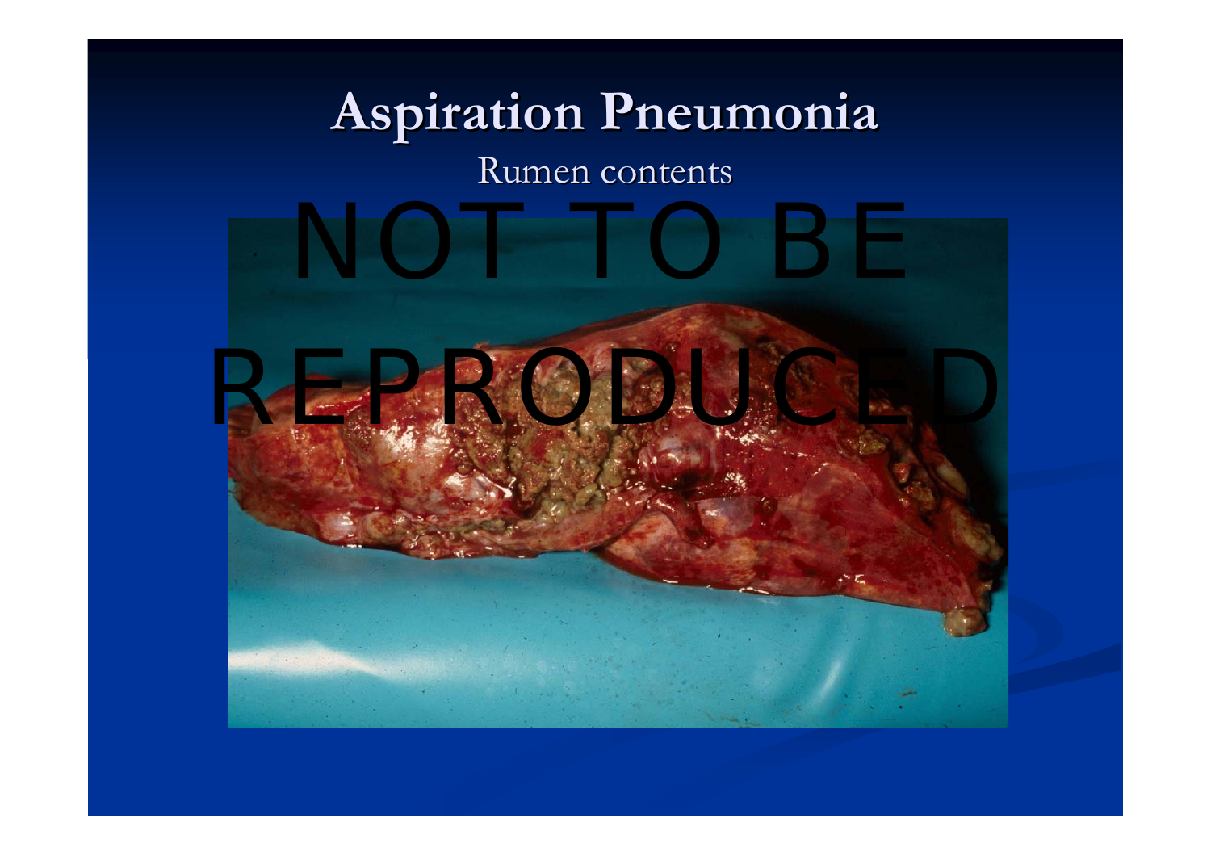# Aspiration Pneumonia

Rumen contents

NOT TO BE REPRODUCED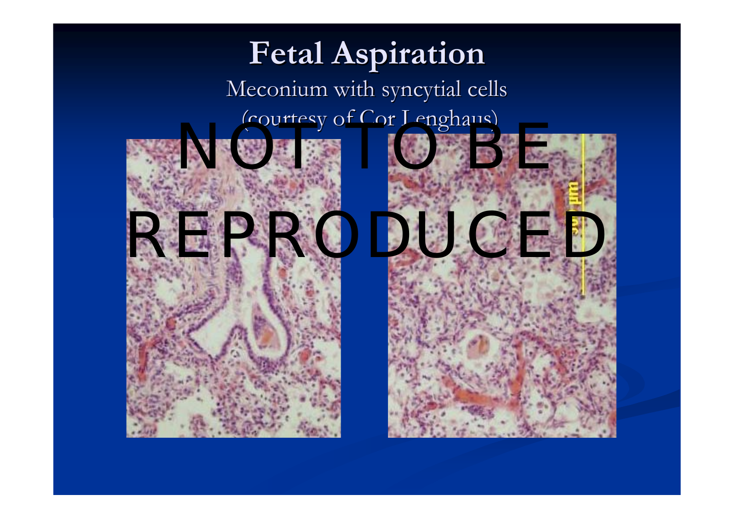# Fetal Aspiration

Meconium with syncytial cells

(courtesy of Cor Lenghaus)

NOT TO BE REPRODUCED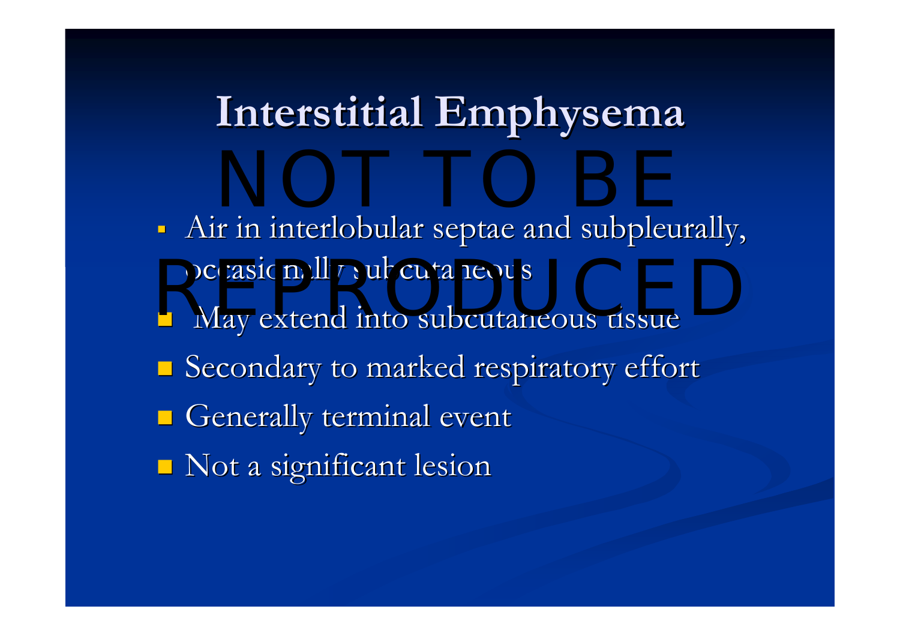# Interstitial Emphysema

NOT TO BE REPRODUCED

- Air in interlobular septae and subpleurally, occasionally subcutaneous
- May extend into subcutaneous tissue
- Secondary to marked respiratory effort
- Generally terminal event
- Not a significant lesion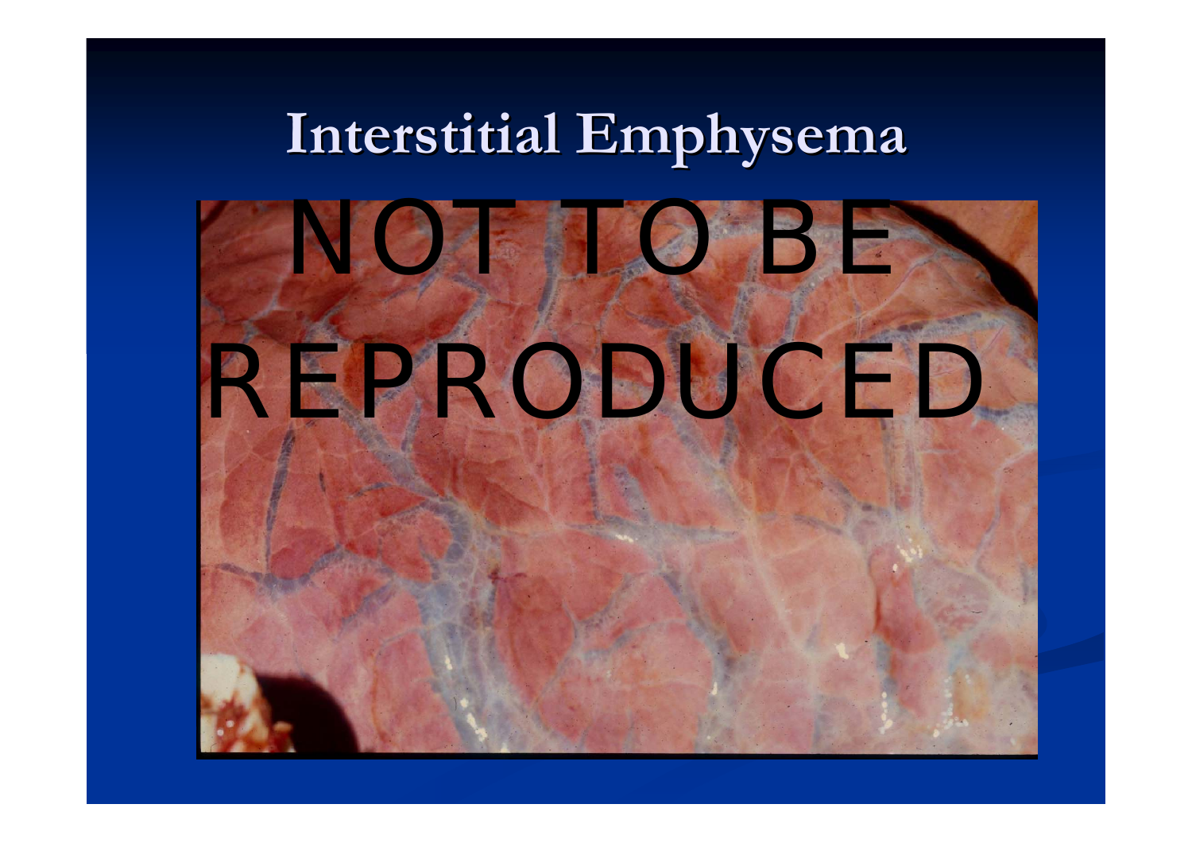# Interstitial Emphysema

NOT TO BE REPRODUCED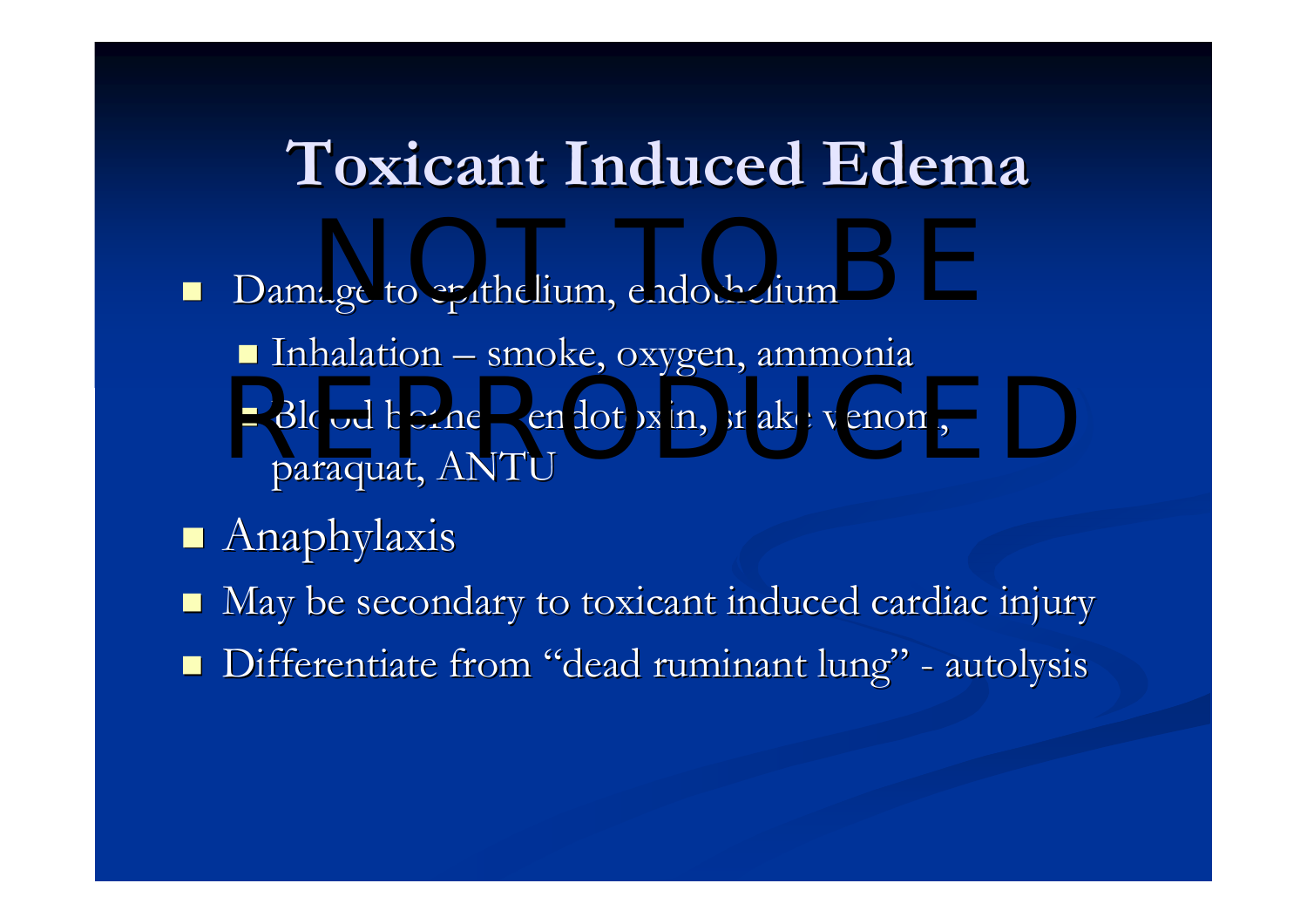# Toxicant Induced Edema

NOT TO BE REPRODUCED

- Damage to epithelium, endothelium
  - Inhalation – smoke, oxygen, ammonia
  - Blood borne – endotoxin, snake venom, paraquat, ANTU
- Anaphylaxis
- May be secondary to toxicant induced cardiac injury
- Differentiate from "dead ruminant lung" - autolysis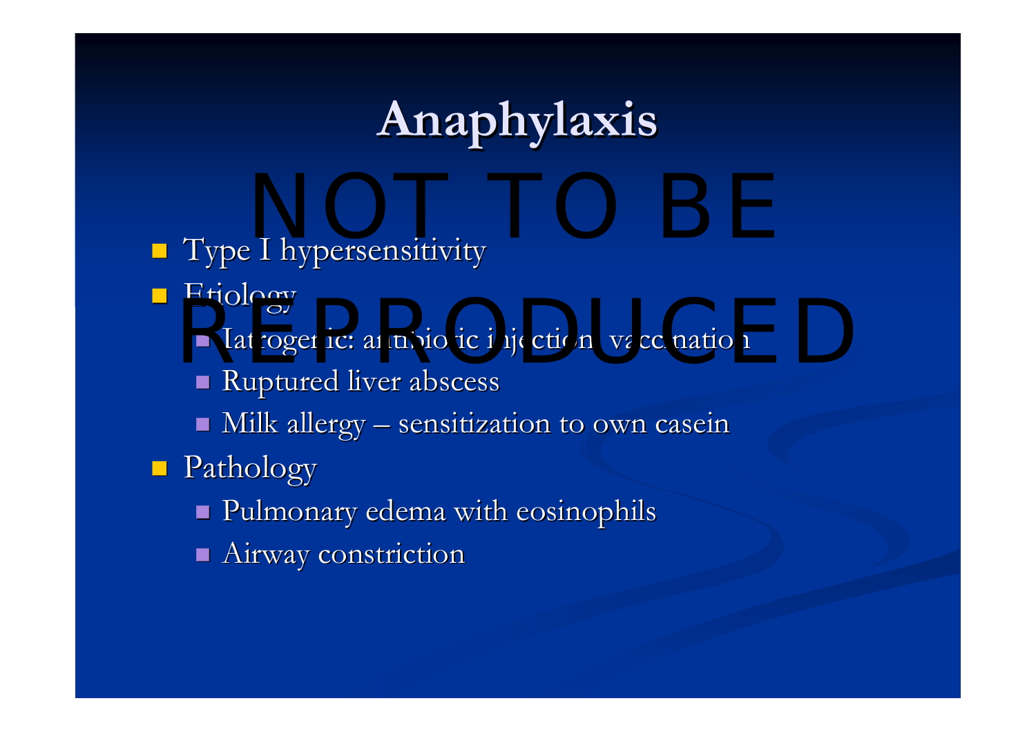# Anaphylaxis

- Type I hypersensitivity
- Etiology
  - Iatrogenic: antibiotic injection, vaccination
  - Ruptured liver abscess
  - Milk allergy – sensitization to own casein
- Pathology
  - Pulmonary edema with eosinophils
  - Airway constriction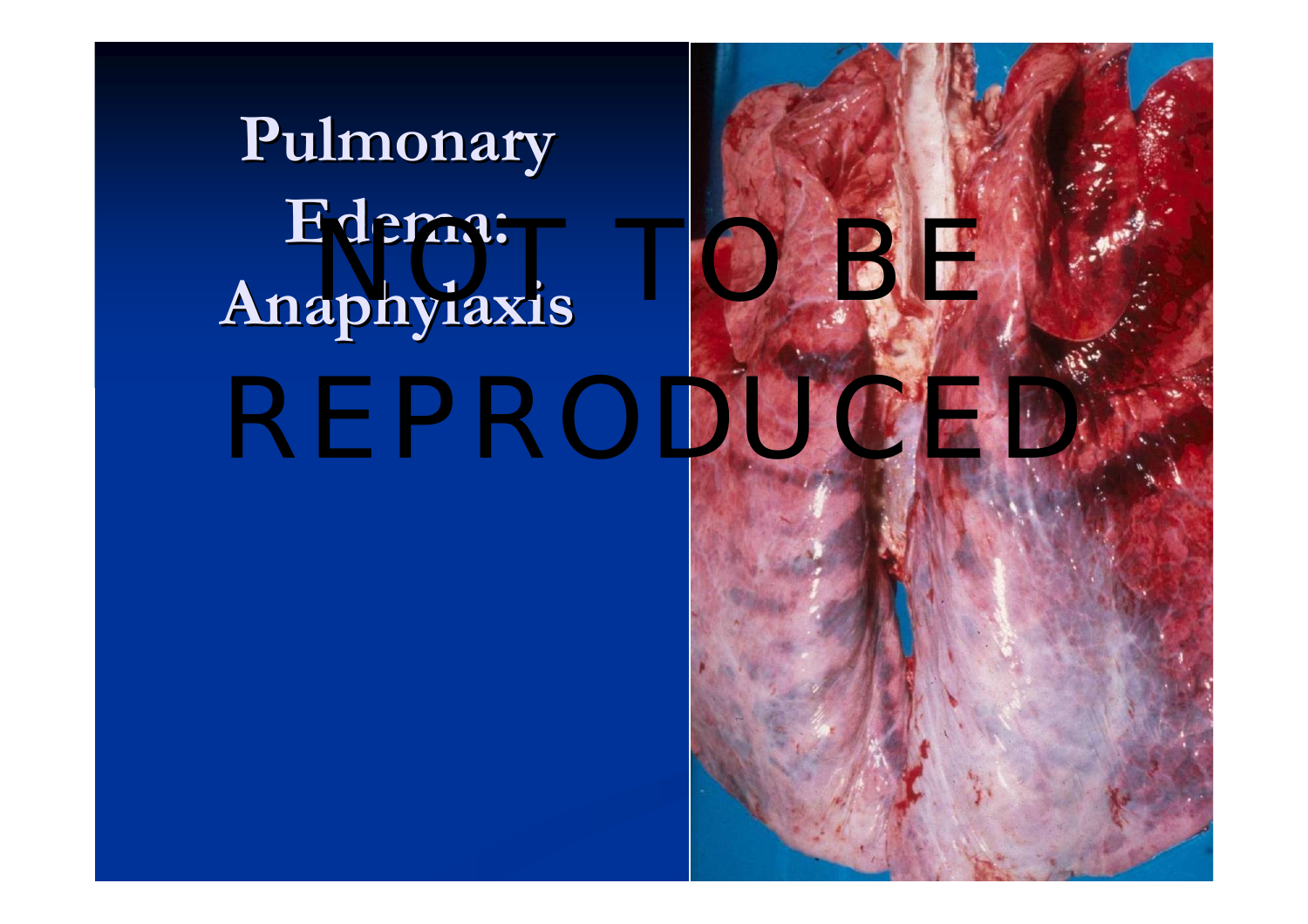# Pulmonary Edema: Anaphylaxis

NOT TO BE REPRODUCED